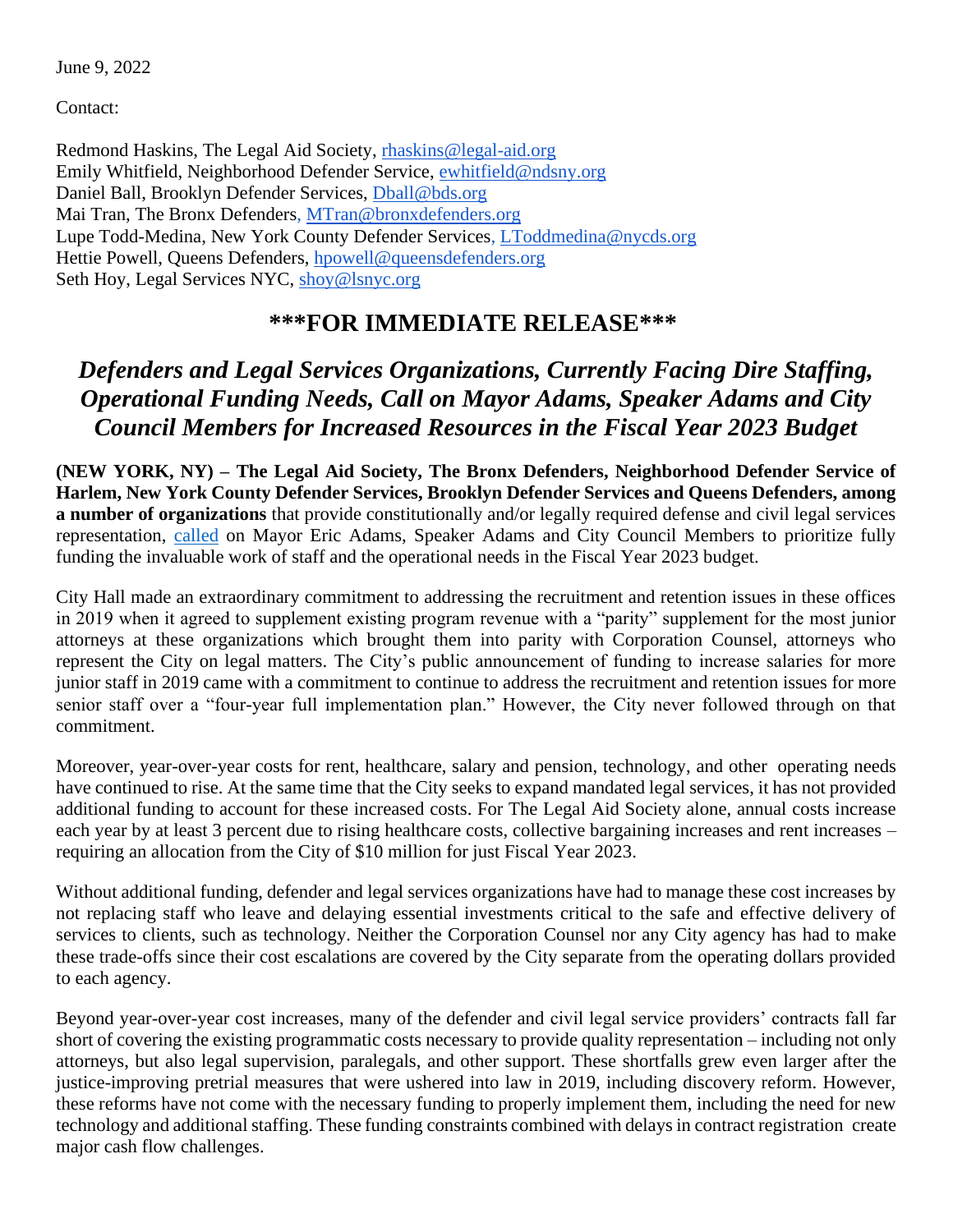June 9, 2022

Contact:

Redmond Haskins, The Legal Aid Society, rhaskins@legal-aid.org
Emily Whitfield, Neighborhood Defender Service, ewhitfield@ndsny.org
Daniel Ball, Brooklyn Defender Services, Dball@bds.org
Mai Tran, The Bronx Defenders, MTran@bronxdefenders.org
Lupe Todd-Medina, New York County Defender Services, LToddmedina@nycds.org
Hettie Powell, Queens Defenders, hpowell@queensdefenders.org
Seth Hoy, Legal Services NYC, shoy@lsnyc.org

## ***FOR IMMEDIATE RELEASE***

## *Defenders and Legal Services Organizations, Currently Facing Dire Staffing, Operational Funding Needs, Call on Mayor Adams, Speaker Adams and City Council Members for Increased Resources in the Fiscal Year 2023 Budget*

**(NEW YORK, NY) – The Legal Aid Society, The Bronx Defenders, Neighborhood Defender Service of Harlem, New York County Defender Services, Brooklyn Defender Services and Queens Defenders, among a number of organizations** that provide constitutionally and/or legally required defense and civil legal services representation, called on Mayor Eric Adams, Speaker Adams and City Council Members to prioritize fully funding the invaluable work of staff and the operational needs in the Fiscal Year 2023 budget.

City Hall made an extraordinary commitment to addressing the recruitment and retention issues in these offices in 2019 when it agreed to supplement existing program revenue with a "parity" supplement for the most junior attorneys at these organizations which brought them into parity with Corporation Counsel, attorneys who represent the City on legal matters. The City's public announcement of funding to increase salaries for more junior staff in 2019 came with a commitment to continue to address the recruitment and retention issues for more senior staff over a "four-year full implementation plan." However, the City never followed through on that commitment.

Moreover, year-over-year costs for rent, healthcare, salary and pension, technology, and other operating needs have continued to rise. At the same time that the City seeks to expand mandated legal services, it has not provided additional funding to account for these increased costs. For The Legal Aid Society alone, annual costs increase each year by at least 3 percent due to rising healthcare costs, collective bargaining increases and rent increases – requiring an allocation from the City of $10 million for just Fiscal Year 2023.

Without additional funding, defender and legal services organizations have had to manage these cost increases by not replacing staff who leave and delaying essential investments critical to the safe and effective delivery of services to clients, such as technology. Neither the Corporation Counsel nor any City agency has had to make these trade-offs since their cost escalations are covered by the City separate from the operating dollars provided to each agency.

Beyond year-over-year cost increases, many of the defender and civil legal service providers' contracts fall far short of covering the existing programmatic costs necessary to provide quality representation – including not only attorneys, but also legal supervision, paralegals, and other support. These shortfalls grew even larger after the justice-improving pretrial measures that were ushered into law in 2019, including discovery reform. However, these reforms have not come with the necessary funding to properly implement them, including the need for new technology and additional staffing. These funding constraints combined with delays in contract registration create major cash flow challenges.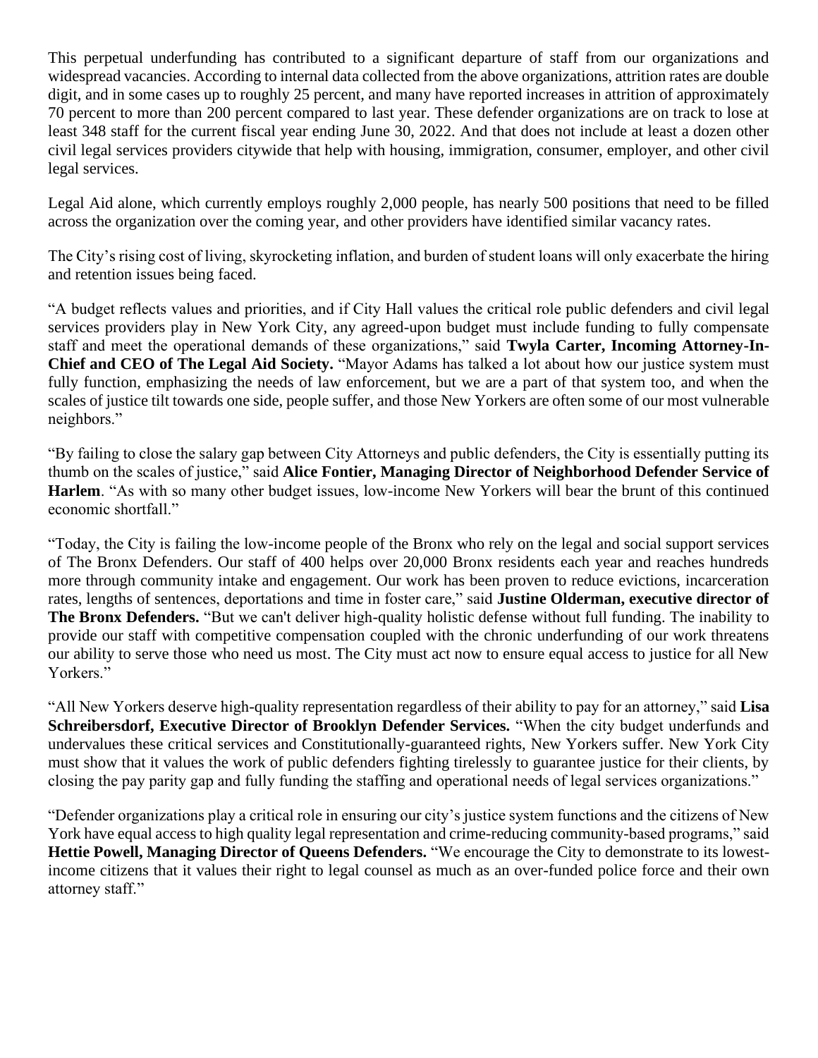This perpetual underfunding has contributed to a significant departure of staff from our organizations and widespread vacancies. According to internal data collected from the above organizations, attrition rates are double digit, and in some cases up to roughly 25 percent, and many have reported increases in attrition of approximately 70 percent to more than 200 percent compared to last year. These defender organizations are on track to lose at least 348 staff for the current fiscal year ending June 30, 2022. And that does not include at least a dozen other civil legal services providers citywide that help with housing, immigration, consumer, employer, and other civil legal services.

Legal Aid alone, which currently employs roughly 2,000 people, has nearly 500 positions that need to be filled across the organization over the coming year, and other providers have identified similar vacancy rates.

The City's rising cost of living, skyrocketing inflation, and burden of student loans will only exacerbate the hiring and retention issues being faced.

"A budget reflects values and priorities, and if City Hall values the critical role public defenders and civil legal services providers play in New York City, any agreed-upon budget must include funding to fully compensate staff and meet the operational demands of these organizations," said **Twyla Carter, Incoming Attorney-In-Chief and CEO of The Legal Aid Society.** "Mayor Adams has talked a lot about how our justice system must fully function, emphasizing the needs of law enforcement, but we are a part of that system too, and when the scales of justice tilt towards one side, people suffer, and those New Yorkers are often some of our most vulnerable neighbors."

"By failing to close the salary gap between City Attorneys and public defenders, the City is essentially putting its thumb on the scales of justice," said **Alice Fontier, Managing Director of Neighborhood Defender Service of Harlem**. "As with so many other budget issues, low-income New Yorkers will bear the brunt of this continued economic shortfall."

"Today, the City is failing the low-income people of the Bronx who rely on the legal and social support services of The Bronx Defenders. Our staff of 400 helps over 20,000 Bronx residents each year and reaches hundreds more through community intake and engagement. Our work has been proven to reduce evictions, incarceration rates, lengths of sentences, deportations and time in foster care," said **Justine Olderman, executive director of The Bronx Defenders.** "But we can't deliver high-quality holistic defense without full funding. The inability to provide our staff with competitive compensation coupled with the chronic underfunding of our work threatens our ability to serve those who need us most. The City must act now to ensure equal access to justice for all New Yorkers."

"All New Yorkers deserve high-quality representation regardless of their ability to pay for an attorney," said **Lisa Schreibersdorf, Executive Director of Brooklyn Defender Services.** "When the city budget underfunds and undervalues these critical services and Constitutionally-guaranteed rights, New Yorkers suffer. New York City must show that it values the work of public defenders fighting tirelessly to guarantee justice for their clients, by closing the pay parity gap and fully funding the staffing and operational needs of legal services organizations."

"Defender organizations play a critical role in ensuring our city's justice system functions and the citizens of New York have equal access to high quality legal representation and crime-reducing community-based programs," said **Hettie Powell, Managing Director of Queens Defenders.** "We encourage the City to demonstrate to its lowest-income citizens that it values their right to legal counsel as much as an over-funded police force and their own attorney staff."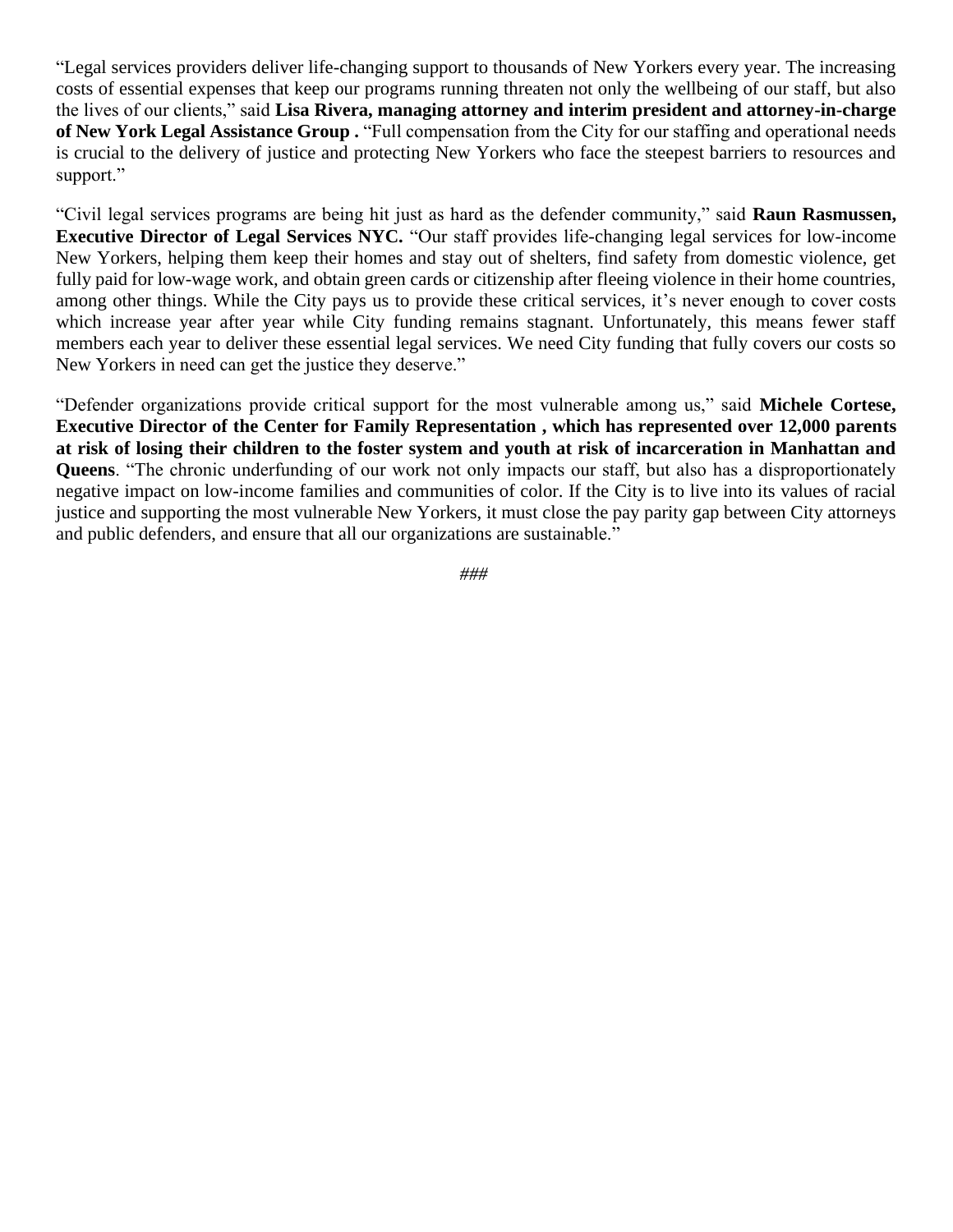"Legal services providers deliver life-changing support to thousands of New Yorkers every year. The increasing costs of essential expenses that keep our programs running threaten not only the wellbeing of our staff, but also the lives of our clients," said **Lisa Rivera, managing attorney and interim president and attorney-in-charge of New York Legal Assistance Group .** "Full compensation from the City for our staffing and operational needs is crucial to the delivery of justice and protecting New Yorkers who face the steepest barriers to resources and support."

"Civil legal services programs are being hit just as hard as the defender community," said **Raun Rasmussen, Executive Director of Legal Services NYC.** "Our staff provides life-changing legal services for low-income New Yorkers, helping them keep their homes and stay out of shelters, find safety from domestic violence, get fully paid for low-wage work, and obtain green cards or citizenship after fleeing violence in their home countries, among other things. While the City pays us to provide these critical services, it's never enough to cover costs which increase year after year while City funding remains stagnant. Unfortunately, this means fewer staff members each year to deliver these essential legal services. We need City funding that fully covers our costs so New Yorkers in need can get the justice they deserve."

"Defender organizations provide critical support for the most vulnerable among us," said **Michele Cortese, Executive Director of the Center for Family Representation , which has represented over 12,000 parents at risk of losing their children to the foster system and youth at risk of incarceration in Manhattan and Queens**. "The chronic underfunding of our work not only impacts our staff, but also has a disproportionately negative impact on low-income families and communities of color. If the City is to live into its values of racial justice and supporting the most vulnerable New Yorkers, it must close the pay parity gap between City attorneys and public defenders, and ensure that all our organizations are sustainable."

###